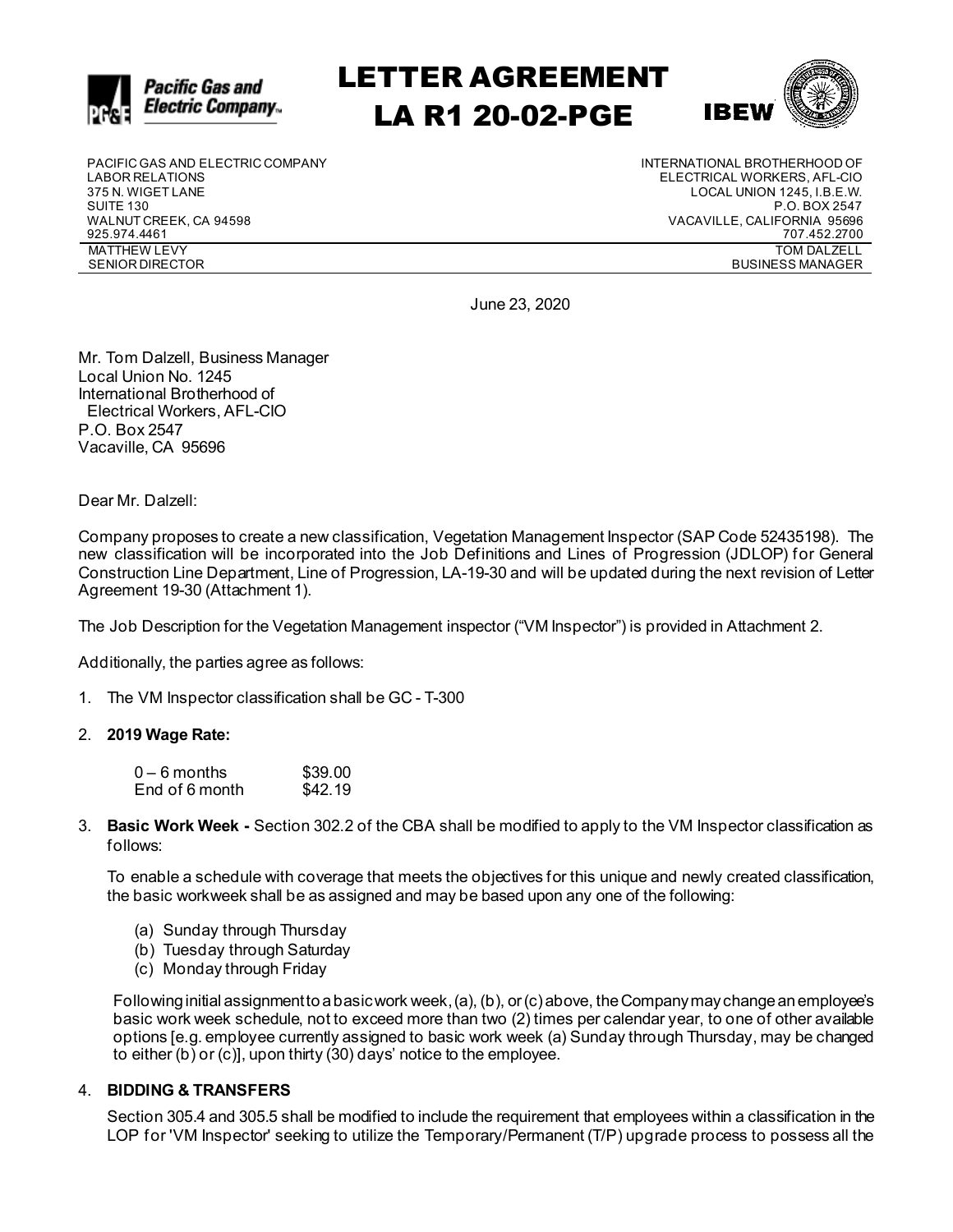# LETTER AGREEMENT
# LA R1 20-02-PGE

| PACIFIC GAS AND ELECTRIC COMPANY | INTERNATIONAL BROTHERHOOD OF |
|---|---|
| LABOR RELATIONS | ELECTRICAL WORKERS, AFL-CIO |
| 375 N. WIGET LANE | LOCAL UNION 1245, I.B.E.W. |
| SUITE 130 | P.O. BOX 2547 |
| WALNUT CREEK, CA 94598 | VACAVILLE, CALIFORNIA 95696 |
| 925.974.4461 | 707.452.2700 |
| MATTHEW LEVY | TOM DALZELL |
| SENIOR DIRECTOR | BUSINESS MANAGER |

June 23, 2020

Mr. Tom Dalzell, Business Manager
Local Union No. 1245
International Brotherhood of
Electrical Workers, AFL-CIO
P.O. Box 2547
Vacaville, CA 95696

Dear Mr. Dalzell:

Company proposes to create a new classification, Vegetation Management Inspector (SAP Code 52435198). The new classification will be incorporated into the Job Definitions and Lines of Progression (JDLOP) for General Construction Line Department, Line of Progression, LA-19-30 and will be updated during the next revision of Letter Agreement 19-30 (Attachment 1).

The Job Description for the Vegetation Management inspector ("VM Inspector") is provided in Attachment 2.

Additionally, the parties agree as follows:

1. The VM Inspector classification shall be GC - T-300

2. **2019 Wage Rate:**

   | | |
   |---|---|
   | 0 – 6 months | $39.00 |
   | End of 6 month | $42.19 |

3. **Basic Work Week -** Section 302.2 of the CBA shall be modified to apply to the VM Inspector classification as follows:

   To enable a schedule with coverage that meets the objectives for this unique and newly created classification, the basic workweek shall be as assigned and may be based upon any one of the following:

   (a) Sunday through Thursday
   (b) Tuesday through Saturday
   (c) Monday through Friday

   Following initial assignment to a basic work week, (a), (b), or (c) above, the Company may change an employee's basic work week schedule, not to exceed more than two (2) times per calendar year, to one of other available options [e.g. employee currently assigned to basic work week (a) Sunday through Thursday, may be changed to either (b) or (c)], upon thirty (30) days' notice to the employee.

4. **BIDDING & TRANSFERS**

   Section 305.4 and 305.5 shall be modified to include the requirement that employees within a classification in the LOP for 'VM Inspector' seeking to utilize the Temporary/Permanent (T/P) upgrade process to possess all the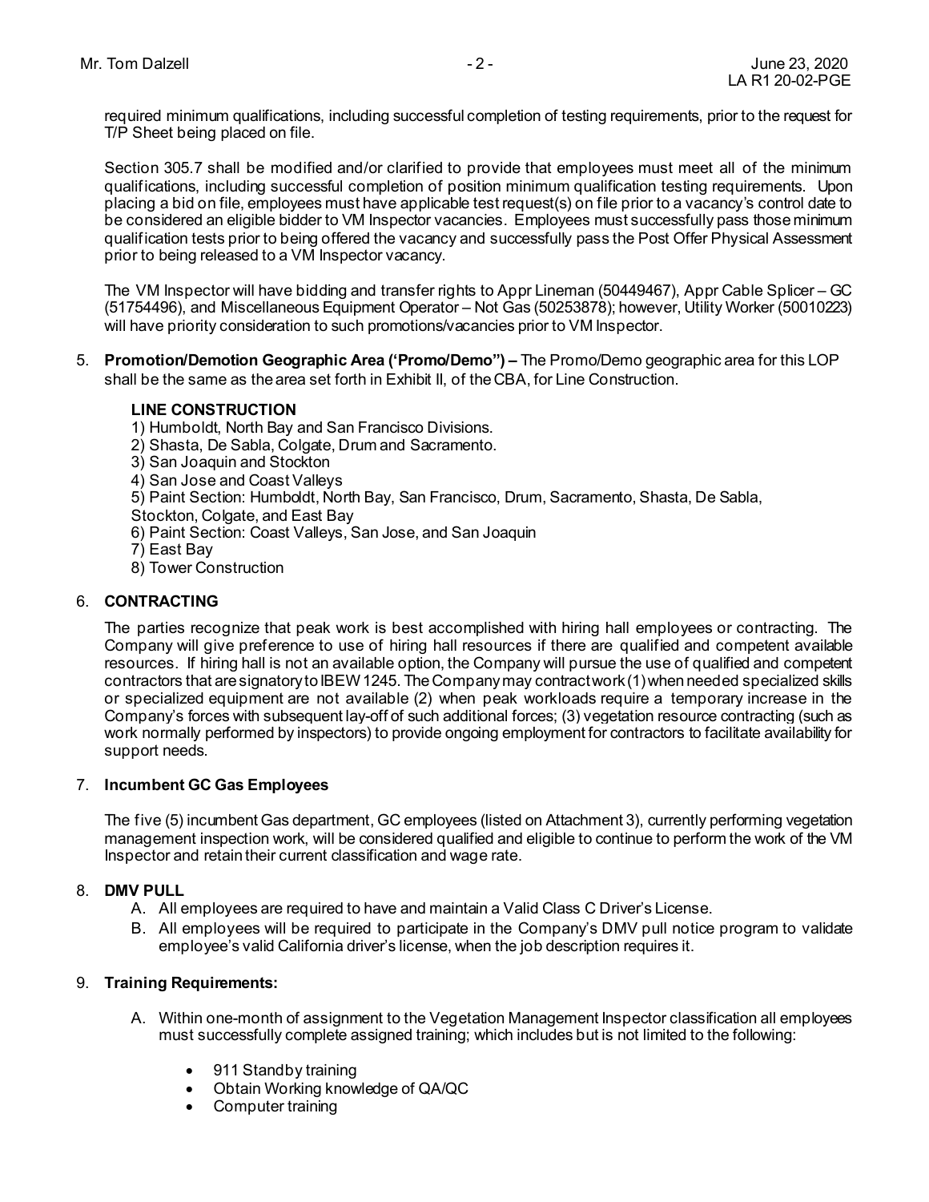required minimum qualifications, including successful completion of testing requirements, prior to the request for T/P Sheet being placed on file.

Section 305.7 shall be modified and/or clarified to provide that employees must meet all of the minimum qualifications, including successful completion of position minimum qualification testing requirements. Upon placing a bid on file, employees must have applicable test request(s) on file prior to a vacancy's control date to be considered an eligible bidder to VM Inspector vacancies. Employees must successfully pass those minimum qualification tests prior to being offered the vacancy and successfully pass the Post Offer Physical Assessment prior to being released to a VM Inspector vacancy.

The VM Inspector will have bidding and transfer rights to Appr Lineman (50449467), Appr Cable Splicer – GC (51754496), and Miscellaneous Equipment Operator – Not Gas (50253878); however, Utility Worker (50010223) will have priority consideration to such promotions/vacancies prior to VM Inspector.

5. **Promotion/Demotion Geographic Area ('Promo/Demo") –** The Promo/Demo geographic area for this LOP shall be the same as the area set forth in Exhibit II, of the CBA, for Line Construction.

   **LINE CONSTRUCTION**
   1) Humboldt, North Bay and San Francisco Divisions.
   2) Shasta, De Sabla, Colgate, Drum and Sacramento.
   3) San Joaquin and Stockton
   4) San Jose and Coast Valleys
   5) Paint Section: Humboldt, North Bay, San Francisco, Drum, Sacramento, Shasta, De Sabla, Stockton, Colgate, and East Bay
   6) Paint Section: Coast Valleys, San Jose, and San Joaquin
   7) East Bay
   8) Tower Construction

6. **CONTRACTING**

   The parties recognize that peak work is best accomplished with hiring hall employees or contracting. The Company will give preference to use of hiring hall resources if there are qualified and competent available resources. If hiring hall is not an available option, the Company will pursue the use of qualified and competent contractors that are signatory to IBEW 1245. The Company may contract work (1) when needed specialized skills or specialized equipment are not available (2) when peak workloads require a temporary increase in the Company's forces with subsequent lay-off of such additional forces; (3) vegetation resource contracting (such as work normally performed by inspectors) to provide ongoing employment for contractors to facilitate availability for support needs.

7. **Incumbent GC Gas Employees**

   The five (5) incumbent Gas department, GC employees (listed on Attachment 3), currently performing vegetation management inspection work, will be considered qualified and eligible to continue to perform the work of the VM Inspector and retain their current classification and wage rate.

8. **DMV PULL**
   A. All employees are required to have and maintain a Valid Class C Driver's License.
   B. All employees will be required to participate in the Company's DMV pull notice program to validate employee's valid California driver's license, when the job description requires it.

9. **Training Requirements:**

   A. Within one-month of assignment to the Vegetation Management Inspector classification all employees must successfully complete assigned training; which includes but is not limited to the following:

      - 911 Standby training
      - Obtain Working knowledge of QA/QC
      - Computer training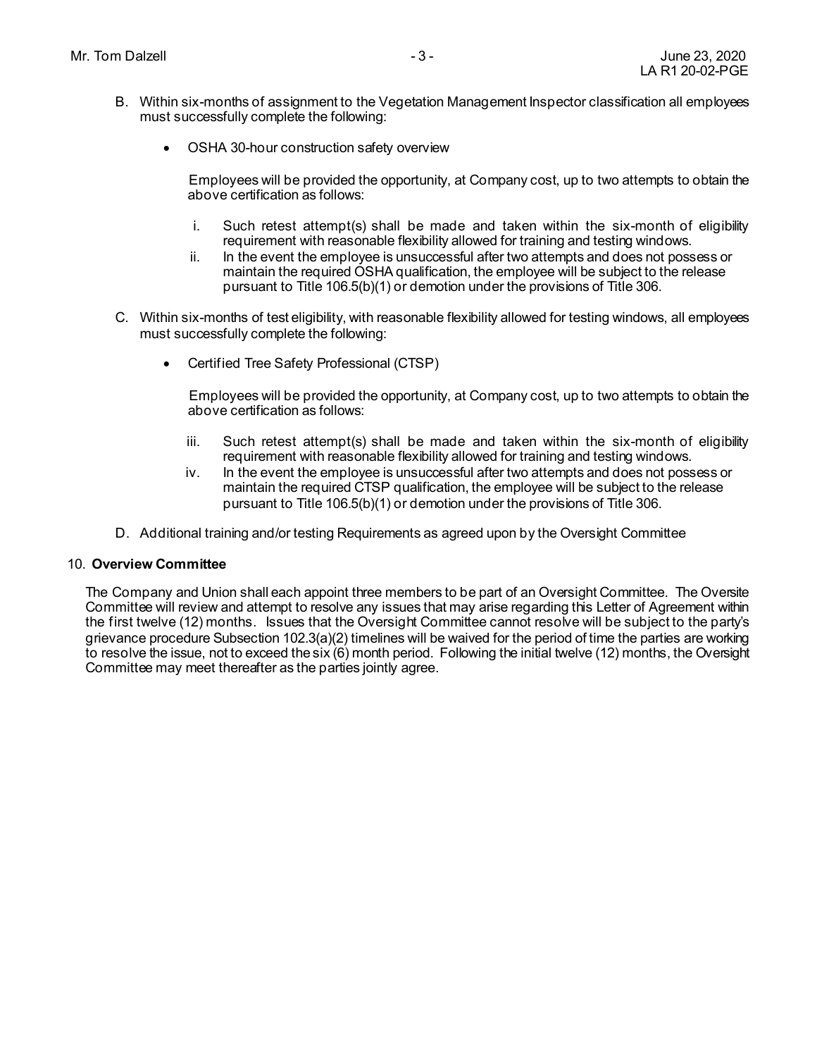B. Within six-months of assignment to the Vegetation Management Inspector classification all employees must successfully complete the following:

- OSHA 30-hour construction safety overview

  Employees will be provided the opportunity, at Company cost, up to two attempts to obtain the above certification as follows:

  i. Such retest attempt(s) shall be made and taken within the six-month of eligibility requirement with reasonable flexibility allowed for training and testing windows.
  ii. In the event the employee is unsuccessful after two attempts and does not possess or maintain the required OSHA qualification, the employee will be subject to the release pursuant to Title 106.5(b)(1) or demotion under the provisions of Title 306.

C. Within six-months of test eligibility, with reasonable flexibility allowed for testing windows, all employees must successfully complete the following:

- Certified Tree Safety Professional (CTSP)

  Employees will be provided the opportunity, at Company cost, up to two attempts to obtain the above certification as follows:

  iii. Such retest attempt(s) shall be made and taken within the six-month of eligibility requirement with reasonable flexibility allowed for training and testing windows.
  iv. In the event the employee is unsuccessful after two attempts and does not possess or maintain the required CTSP qualification, the employee will be subject to the release pursuant to Title 106.5(b)(1) or demotion under the provisions of Title 306.

D. Additional training and/or testing Requirements as agreed upon by the Oversight Committee

10. **Overview Committee**

The Company and Union shall each appoint three members to be part of an Oversight Committee. The Oversite Committee will review and attempt to resolve any issues that may arise regarding this Letter of Agreement within the first twelve (12) months. Issues that the Oversight Committee cannot resolve will be subject to the party's grievance procedure Subsection 102.3(a)(2) timelines will be waived for the period of time the parties are working to resolve the issue, not to exceed the six (6) month period. Following the initial twelve (12) months, the Oversight Committee may meet thereafter as the parties jointly agree.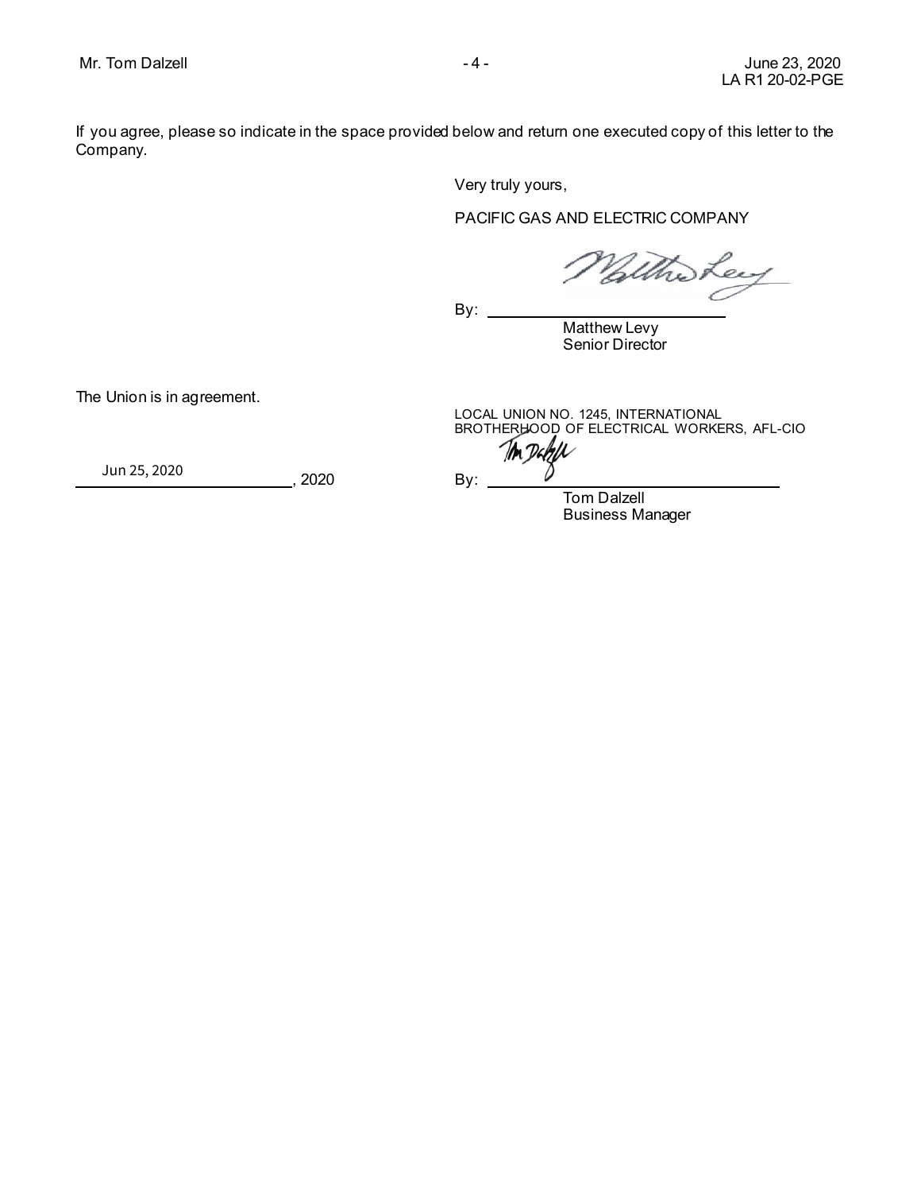If you agree, please so indicate in the space provided below and return one executed copy of this letter to the Company.

Very truly yours,

PACIFIC GAS AND ELECTRIC COMPANY

By: ______________________________
Matthew Levy
Senior Director

The Union is in agreement.

LOCAL UNION NO. 1245, INTERNATIONAL BROTHERHOOD OF ELECTRICAL WORKERS, AFL-CIO

Jun 25, 2020, 2020

By: ______________________________
Tom Dalzell
Business Manager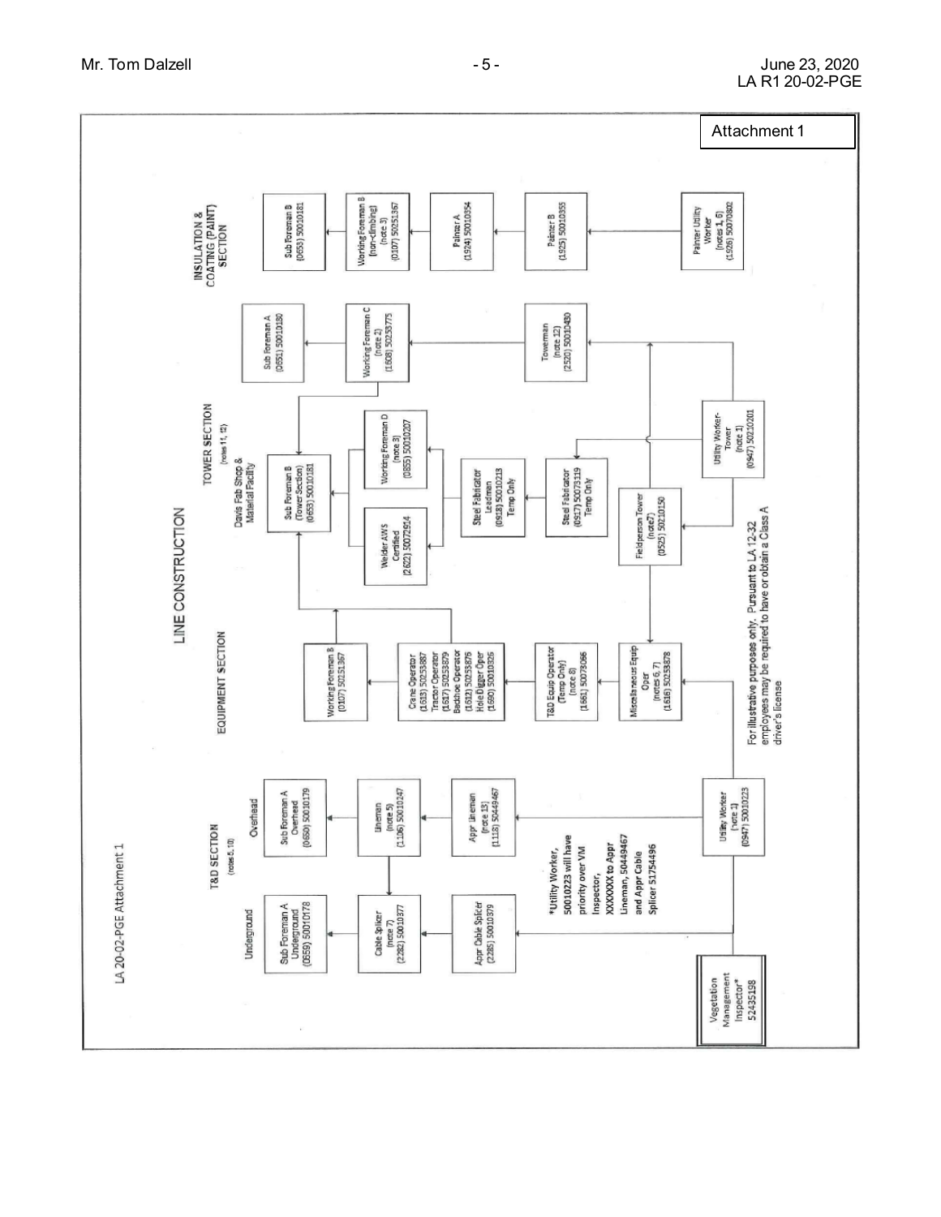Attachment 1

LA 20-02-PGE Attachment 1

# LINE CONSTRUCTION

## T&D SECTION (notes 5, 10)

### Underground

- Sub Foreman A Underground (0659) 50010178
- Cable Splicer (note 7) (2282) 50010377
- Appr Cable Splicer (2285) 50010379

### Overhead

- Sub Foreman A Overhead (0660) 50010179
- Lineman (note 5) (1106) 50010247
- Appr Lineman (note 13) (1118) 50449467

Utility Worker (note 1) (0947) 50010223

*Utility Worker, 50010223 will have priority over VM Inspector, XXXXXXX to Appr Lineman, 50449467 and Appr Cable Splicer 51754496

Vegetation Management Inspector* 52435198

## EQUIPMENT SECTION

- Working Foreman B (0107) 50251367
- Crane Operator (1615) 50253887, Tractor Operator (1617) 50253879, Backhoe Operator (1612) 50253876, Hole Digger Oper (1690) 50010326
- T&D Equip Operator (Temp Only) (note 8) (1661) 50073066
- Miscellaneous Equip Oper (notes 6, 7) (1616) 50253878

## TOWER SECTION (notes 11, 12)

Davis Fab Shop & Material Facility

- Sub Foreman B (Tower Section) (0653) 50010181
- Welder AWS Certified (2622) 50072914
- Working Foreman D (note 3) (0855) 50010207
- Steel Fabricator Leadman (0918) 50010213 Temp Only
- Steel Fabricator (0917) 50073119 Temp Only
- Fieldperson Tower (note 7) (0525) 50210150
- Utility Worker-Tower (note 1) (0947) 50210201
- Sub Foreman A (0651) 50010180
- Working Foreman C (note 2) (1608) 50253775
- Towerman (note 12) (2320) 50010430

## INSULATION & COATING (PAINT) SECTION

- Sub Foreman B (0653) 50010181
- Working Foreman B (non-climbing) (note 3) (0107) 50251367
- Painter A (1924) 50010354
- Painter B (1925) 50010355
- Painter Utility Worker (notes 1, 6) (1926) 50070802

For illustrative purposes only. Pursuant to LA 12-32 employees may be required to have or obtain a Class A driver's license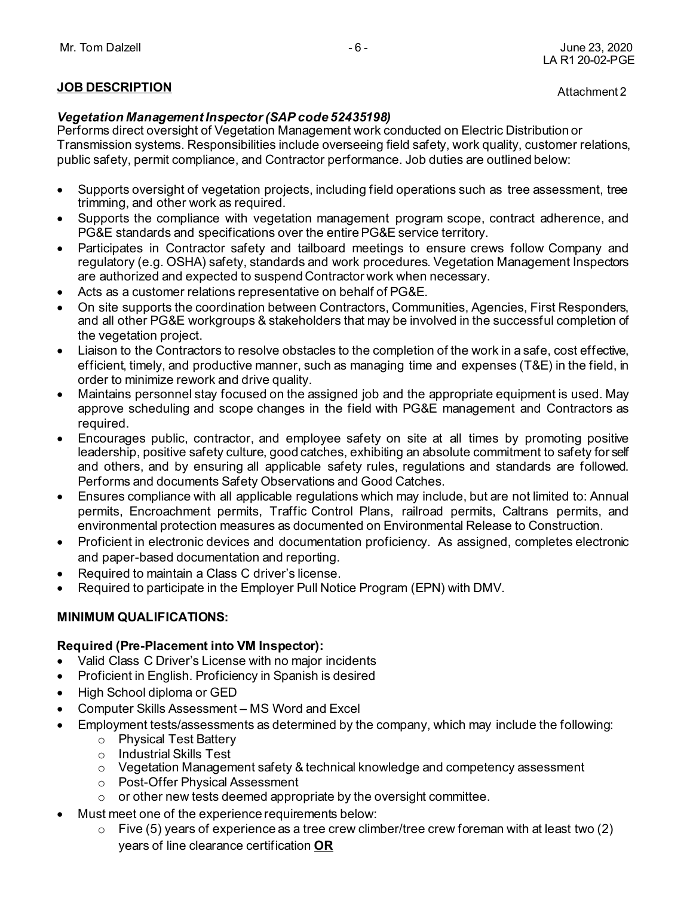**JOB DESCRIPTION**

Attachment 2

***Vegetation Management Inspector (SAP code 52435198)***

Performs direct oversight of Vegetation Management work conducted on Electric Distribution or Transmission systems. Responsibilities include overseeing field safety, work quality, customer relations, public safety, permit compliance, and Contractor performance. Job duties are outlined below:

- Supports oversight of vegetation projects, including field operations such as tree assessment, tree trimming, and other work as required.
- Supports the compliance with vegetation management program scope, contract adherence, and PG&E standards and specifications over the entire PG&E service territory.
- Participates in Contractor safety and tailboard meetings to ensure crews follow Company and regulatory (e.g. OSHA) safety, standards and work procedures. Vegetation Management Inspectors are authorized and expected to suspend Contractor work when necessary.
- Acts as a customer relations representative on behalf of PG&E.
- On site supports the coordination between Contractors, Communities, Agencies, First Responders, and all other PG&E workgroups & stakeholders that may be involved in the successful completion of the vegetation project.
- Liaison to the Contractors to resolve obstacles to the completion of the work in a safe, cost effective, efficient, timely, and productive manner, such as managing time and expenses (T&E) in the field, in order to minimize rework and drive quality.
- Maintains personnel stay focused on the assigned job and the appropriate equipment is used. May approve scheduling and scope changes in the field with PG&E management and Contractors as required.
- Encourages public, contractor, and employee safety on site at all times by promoting positive leadership, positive safety culture, good catches, exhibiting an absolute commitment to safety for self and others, and by ensuring all applicable safety rules, regulations and standards are followed. Performs and documents Safety Observations and Good Catches.
- Ensures compliance with all applicable regulations which may include, but are not limited to: Annual permits, Encroachment permits, Traffic Control Plans, railroad permits, Caltrans permits, and environmental protection measures as documented on Environmental Release to Construction.
- Proficient in electronic devices and documentation proficiency. As assigned, completes electronic and paper-based documentation and reporting.
- Required to maintain a Class C driver's license.
- Required to participate in the Employer Pull Notice Program (EPN) with DMV.

**MINIMUM QUALIFICATIONS:**

**Required (Pre-Placement into VM Inspector):**

- Valid Class C Driver's License with no major incidents
- Proficient in English. Proficiency in Spanish is desired
- High School diploma or GED
- Computer Skills Assessment – MS Word and Excel
- Employment tests/assessments as determined by the company, which may include the following:
  - Physical Test Battery
  - Industrial Skills Test
  - Vegetation Management safety & technical knowledge and competency assessment
  - Post-Offer Physical Assessment
  - or other new tests deemed appropriate by the oversight committee.
- Must meet one of the experience requirements below:
  - Five (5) years of experience as a tree crew climber/tree crew foreman with at least two (2) years of line clearance certification **<u>OR</u>**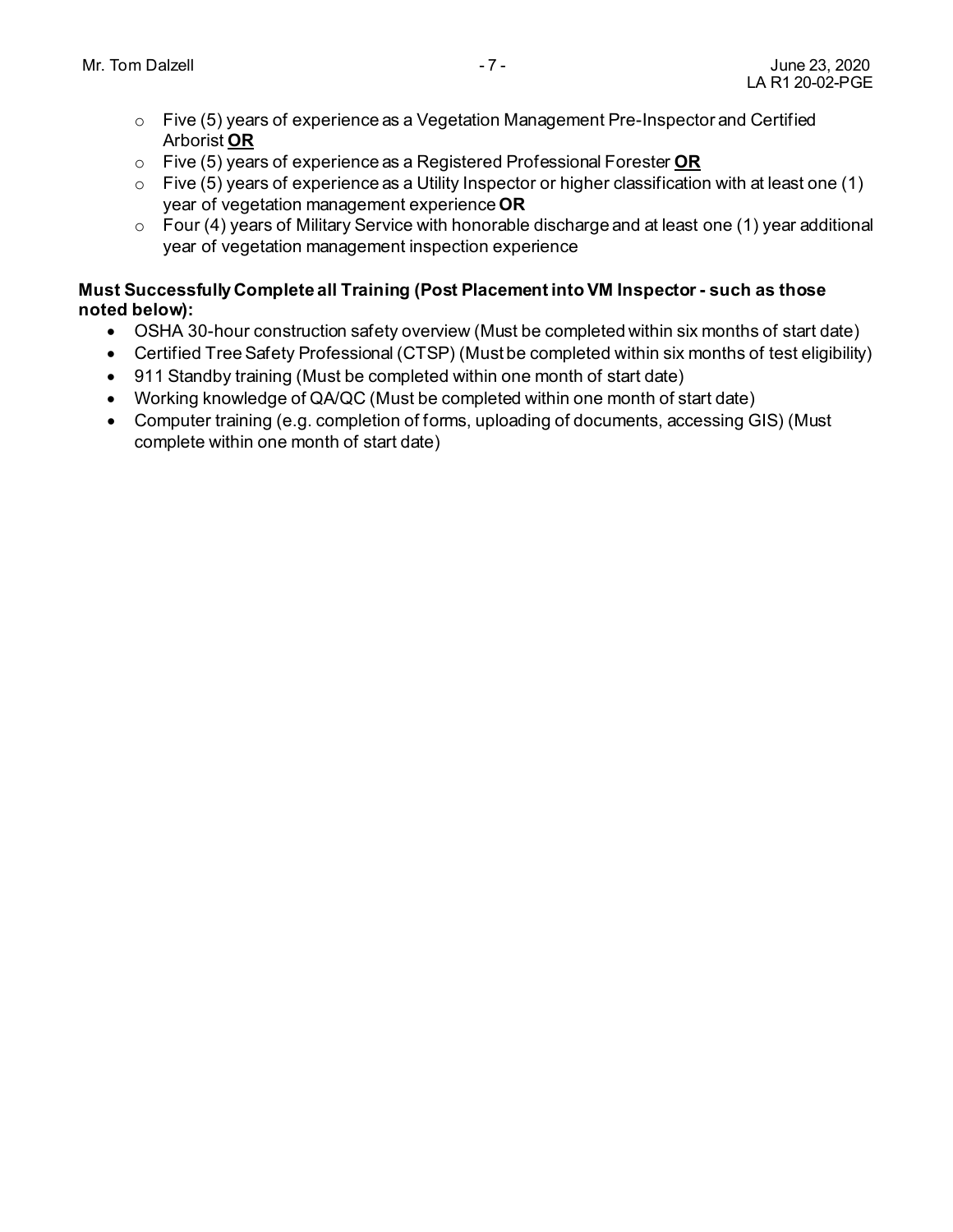- Five (5) years of experience as a Vegetation Management Pre-Inspector and Certified Arborist **OR**
- Five (5) years of experience as a Registered Professional Forester **OR**
- Five (5) years of experience as a Utility Inspector or higher classification with at least one (1) year of vegetation management experience **OR**
- Four (4) years of Military Service with honorable discharge and at least one (1) year additional year of vegetation management inspection experience

**Must Successfully Complete all Training (Post Placement into VM Inspector - such as those noted below):**

- OSHA 30-hour construction safety overview (Must be completed within six months of start date)
- Certified Tree Safety Professional (CTSP) (Must be completed within six months of test eligibility)
- 911 Standby training (Must be completed within one month of start date)
- Working knowledge of QA/QC (Must be completed within one month of start date)
- Computer training (e.g. completion of forms, uploading of documents, accessing GIS) (Must complete within one month of start date)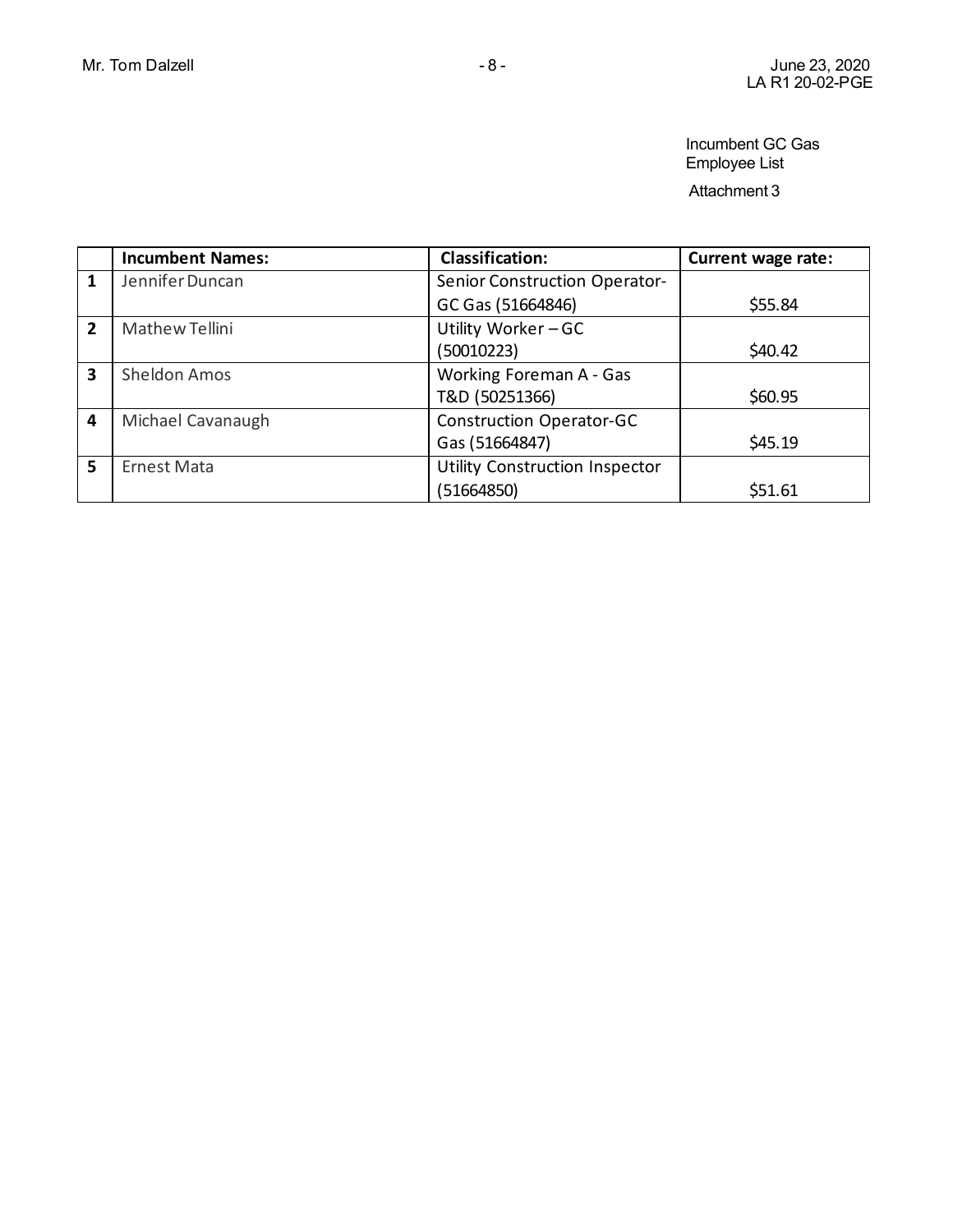Incumbent GC Gas
Employee List

Attachment 3

| | Incumbent Names: | Classification: | Current wage rate: |
|---|---|---|---|
| 1 | Jennifer Duncan | Senior Construction Operator-GC Gas (51664846) | $55.84 |
| 2 | Mathew Tellini | Utility Worker – GC (50010223) | $40.42 |
| 3 | Sheldon Amos | Working Foreman A - Gas T&D (50251366) | $60.95 |
| 4 | Michael Cavanaugh | Construction Operator-GC Gas (51664847) | $45.19 |
| 5 | Ernest Mata | Utility Construction Inspector (51664850) | $51.61 |